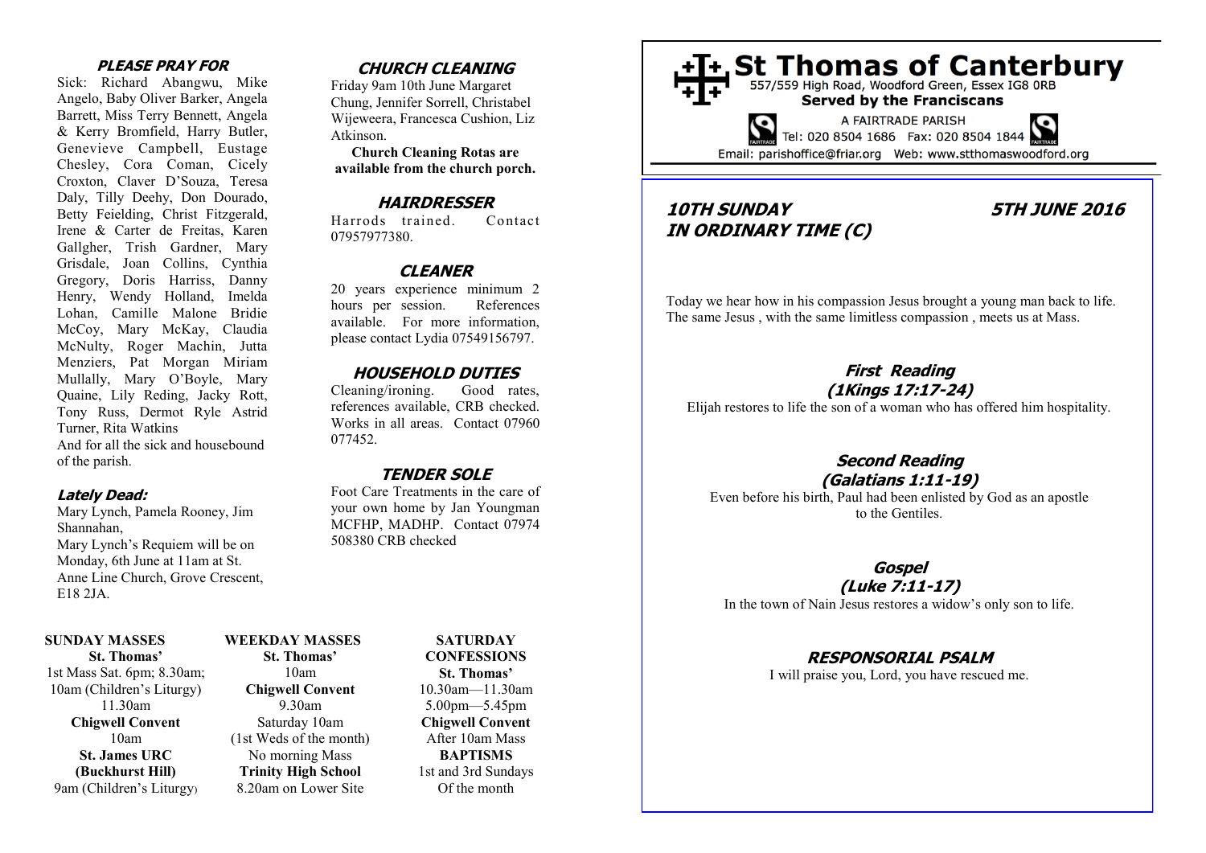## PLEASE PRAY FOR

Sick: Richard Abangwu, Mike Angelo, Baby Oliver Barker, Angela Barrett, Miss Terry Bennett, Angela & Kerry Bromfield, Harry Butler, Genevieve Campbell, Eustage Chesley, Cora Coman, Cicely Croxton, Claver D'Souza, Teresa Daly, Tilly Deehy, Don Dourado, Betty Feielding, Christ Fitzgerald, Irene & Carter de Freitas, Karen Gallgher, Trish Gardner, Mary Grisdale, Joan Collins, Cynthia Gregory, Doris Harriss, Danny Henry, Wendy Holland, Imelda Lohan, Camille Malone Bridie McCoy, Mary McKay, Claudia McNulty, Roger Machin, Jutta Menziers, Pat Morgan Miriam Mullally, Mary O'Boyle, Mary Quaine, Lily Reding, Jacky Rott, Tony Russ, Dermot Ryle Astrid Turner, Rita Watkins

And for all the sick and housebound of the parish.

### Lately Dead:

Mary Lynch, Pamela Rooney, Jim Shannahan,

Mary Lynch's Requiem will be on Monday, 6th June at 11am at St. Anne Line Church, Grove Crescent, E18 2JA.

## CHURCH CLEANING

Friday 9am 10th June Margaret Chung, Jennifer Sorrell, Christabel Wijeweera, Francesca Cushion, Liz Atkinson.

**Church Cleaning Rotas are available from the church porch.**

## HAIRDRESSER

Harrods trained. Contact 07957977380.

## CLEANER

20 years experience minimum 2 hours per session. References available. For more information, please contact Lydia 07549156797.

## HOUSEHOLD DUTIES

Cleaning/ironing. Good rates, references available, CRB checked. Works in all areas. Contact 07960 077452.

## TENDER SOLE

Foot Care Treatments in the care of your own home by Jan Youngman MCFHP, MADHP. Contact 07974 508380 CRB checked

**SUNDAY MASSES**
**St. Thomas'**
1st Mass Sat. 6pm; 8.30am; 10am (Children's Liturgy) 11.30am
**Chigwell Convent**
10am
**St. James URC (Buckhurst Hill)**
9am (Children's Liturgy)

**WEEKDAY MASSES**
**St. Thomas'**
10am
**Chigwell Convent**
9.30am
Saturday 10am
(1st Weds of the month)
No morning Mass
**Trinity High School**
8.20am on Lower Site

**SATURDAY CONFESSIONS**
**St. Thomas'**
10.30am—11.30am
5.00pm—5.45pm
**Chigwell Convent**
After 10am Mass
**BAPTISMS**
1st and 3rd Sundays Of the month

# St Thomas of Canterbury

557/559 High Road, Woodford Green, Essex IG8 0RB

**Served by the Franciscans**

A FAIRTRADE PARISH

Tel: 020 8504 1686 Fax: 020 8504 1844

Email: parishoffice@friar.org Web: www.stthomaswoodford.org

## 10TH SUNDAY IN ORDINARY TIME (C) — 5TH JUNE 2016

Today we hear how in his compassion Jesus brought a young man back to life. The same Jesus , with the same limitless compassion , meets us at Mass.

### First Reading (1Kings 17:17-24)

Elijah restores to life the son of a woman who has offered him hospitality.

### Second Reading (Galatians 1:11-19)

Even before his birth, Paul had been enlisted by God as an apostle to the Gentiles.

### Gospel (Luke 7:11-17)

In the town of Nain Jesus restores a widow's only son to life.

### RESPONSORIAL PSALM

I will praise you, Lord, you have rescued me.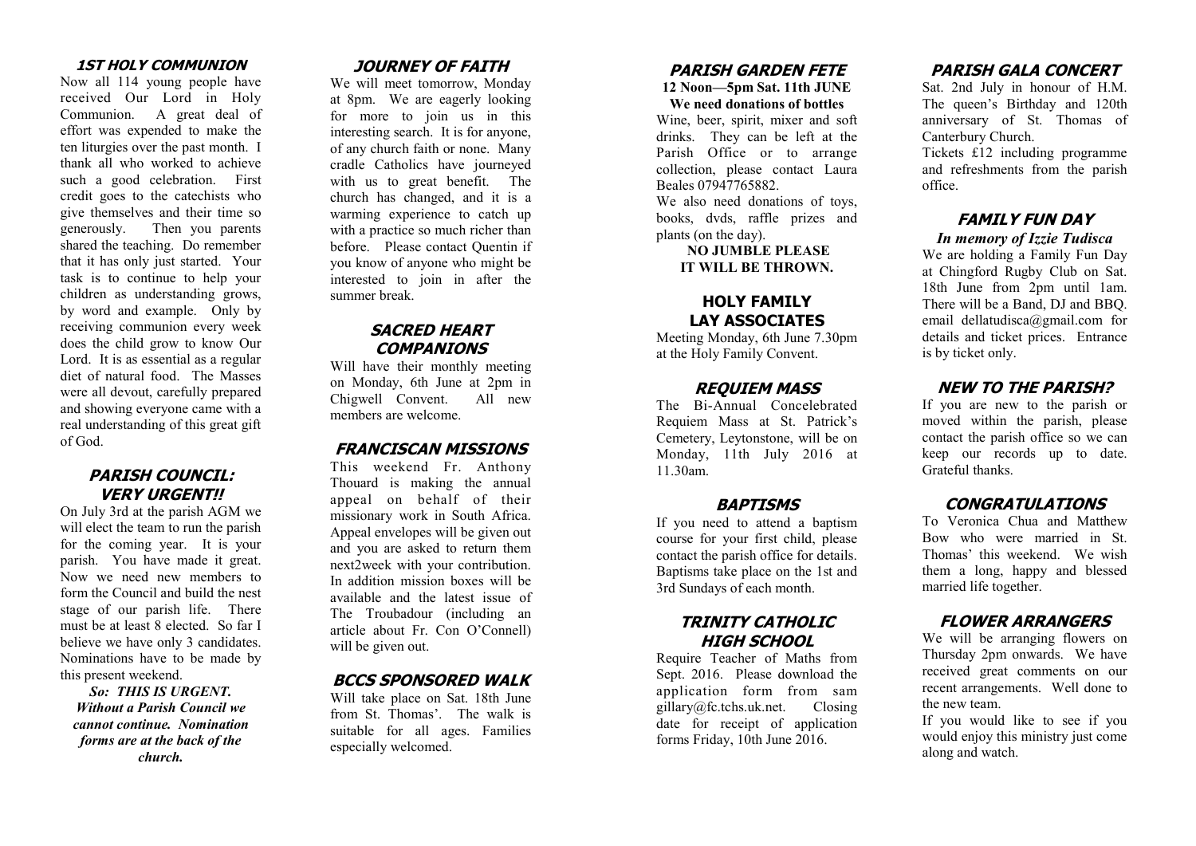## 1ST HOLY COMMUNION

Now all 114 young people have received Our Lord in Holy Communion. A great deal of effort was expended to make the ten liturgies over the past month. I thank all who worked to achieve such a good celebration. First credit goes to the catechists who give themselves and their time so generously. Then you parents shared the teaching. Do remember that it has only just started. Your task is to continue to help your children as understanding grows, by word and example. Only by receiving communion every week does the child grow to know Our Lord. It is as essential as a regular diet of natural food. The Masses were all devout, carefully prepared and showing everyone came with a real understanding of this great gift of God.

## PARISH COUNCIL: VERY URGENT!!

On July 3rd at the parish AGM we will elect the team to run the parish for the coming year. It is your parish. You have made it great. Now we need new members to form the Council and build the nest stage of our parish life. There must be at least 8 elected. So far I believe we have only 3 candidates. Nominations have to be made by this present weekend.

***So: THIS IS URGENT. Without a Parish Council we cannot continue. Nomination forms are at the back of the church.***

## JOURNEY OF FAITH

We will meet tomorrow, Monday at 8pm. We are eagerly looking for more to join us in this interesting search. It is for anyone, of any church faith or none. Many cradle Catholics have journeyed with us to great benefit. The church has changed, and it is a warming experience to catch up with a practice so much richer than before. Please contact Quentin if you know of anyone who might be interested to join in after the summer break.

## SACRED HEART COMPANIONS

Will have their monthly meeting on Monday, 6th June at 2pm in Chigwell Convent. All new members are welcome.

## FRANCISCAN MISSIONS

This weekend Fr. Anthony Thouard is making the annual appeal on behalf of their missionary work in South Africa. Appeal envelopes will be given out and you are asked to return them next2week with your contribution. In addition mission boxes will be available and the latest issue of The Troubadour (including an article about Fr. Con O'Connell) will be given out.

## BCCS SPONSORED WALK

Will take place on Sat. 18th June from St. Thomas'. The walk is suitable for all ages. Families especially welcomed.

## PARISH GARDEN FETE

**12 Noon—5pm Sat. 11th JUNE**

**We need donations of bottles**

Wine, beer, spirit, mixer and soft drinks. They can be left at the Parish Office or to arrange collection, please contact Laura Beales 07947765882.

We also need donations of toys, books, dvds, raffle prizes and plants (on the day).

**NO JUMBLE PLEASE IT WILL BE THROWN.**

## HOLY FAMILY LAY ASSOCIATES

Meeting Monday, 6th June 7.30pm at the Holy Family Convent.

## REQUIEM MASS

The Bi-Annual Concelebrated Requiem Mass at St. Patrick's Cemetery, Leytonstone, will be on Monday, 11th July 2016 at 11.30am.

## BAPTISMS

If you need to attend a baptism course for your first child, please contact the parish office for details. Baptisms take place on the 1st and 3rd Sundays of each month.

## TRINITY CATHOLIC HIGH SCHOOL

Require Teacher of Maths from Sept. 2016. Please download the application form from sam gillary@fc.tchs.uk.net. Closing date for receipt of application forms Friday, 10th June 2016.

## PARISH GALA CONCERT

Sat. 2nd July in honour of H.M. The queen's Birthday and 120th anniversary of St. Thomas of Canterbury Church.

Tickets £12 including programme and refreshments from the parish office.

## FAMILY FUN DAY

***In memory of Izzie Tudisca***

We are holding a Family Fun Day at Chingford Rugby Club on Sat. 18th June from 2pm until 1am. There will be a Band, DJ and BBQ. email dellatudisca@gmail.com for details and ticket prices. Entrance is by ticket only.

## NEW TO THE PARISH?

If you are new to the parish or moved within the parish, please contact the parish office so we can keep our records up to date. Grateful thanks.

## CONGRATULATIONS

To Veronica Chua and Matthew Bow who were married in St. Thomas' this weekend. We wish them a long, happy and blessed married life together.

## FLOWER ARRANGERS

We will be arranging flowers on Thursday 2pm onwards. We have received great comments on our recent arrangements. Well done to the new team.

If you would like to see if you would enjoy this ministry just come along and watch.